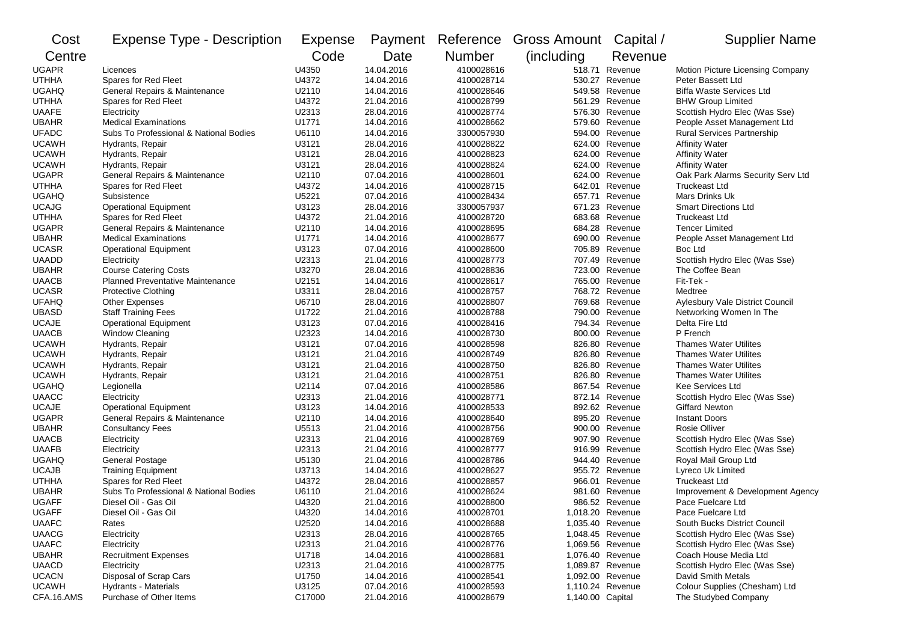| Cost Centre | Expense Type - Description | Expense Code | Payment Date | Reference Number | Gross Amount (including | Capital / Revenue | Supplier Name |
|---|---|---|---|---|---|---|---|
| UGAPR | Licences | U4350 | 14.04.2016 | 4100028616 | 518.71 | Revenue | Motion Picture Licensing Company |
| UTHHA | Spares for Red Fleet | U4372 | 14.04.2016 | 4100028714 | 530.27 | Revenue | Peter Bassett Ltd |
| UGAHQ | General Repairs & Maintenance | U2110 | 14.04.2016 | 4100028646 | 549.58 | Revenue | Biffa Waste Services Ltd |
| UTHHA | Spares for Red Fleet | U4372 | 21.04.2016 | 4100028799 | 561.29 | Revenue | BHW Group Limited |
| UAAFE | Electricity | U2313 | 28.04.2016 | 4100028774 | 576.30 | Revenue | Scottish Hydro Elec (Was Sse) |
| UBAHR | Medical Examinations | U1771 | 14.04.2016 | 4100028662 | 579.60 | Revenue | People Asset Management Ltd |
| UFADC | Subs To Professional & National Bodies | U6110 | 14.04.2016 | 3300057930 | 594.00 | Revenue | Rural Services Partnership |
| UCAWH | Hydrants, Repair | U3121 | 28.04.2016 | 4100028822 | 624.00 | Revenue | Affinity Water |
| UCAWH | Hydrants, Repair | U3121 | 28.04.2016 | 4100028823 | 624.00 | Revenue | Affinity Water |
| UCAWH | Hydrants, Repair | U3121 | 28.04.2016 | 4100028824 | 624.00 | Revenue | Affinity Water |
| UGAPR | General Repairs & Maintenance | U2110 | 07.04.2016 | 4100028601 | 624.00 | Revenue | Oak Park Alarms Security Serv Ltd |
| UTHHA | Spares for Red Fleet | U4372 | 14.04.2016 | 4100028715 | 642.01 | Revenue | Truckeast Ltd |
| UGAHQ | Subsistence | U5221 | 07.04.2016 | 4100028434 | 657.71 | Revenue | Mars Drinks Uk |
| UCAJG | Operational Equipment | U3123 | 28.04.2016 | 3300057937 | 671.23 | Revenue | Smart Directions Ltd |
| UTHHA | Spares for Red Fleet | U4372 | 21.04.2016 | 4100028720 | 683.68 | Revenue | Truckeast Ltd |
| UGAPR | General Repairs & Maintenance | U2110 | 14.04.2016 | 4100028695 | 684.28 | Revenue | Tencer Limited |
| UBAHR | Medical Examinations | U1771 | 14.04.2016 | 4100028677 | 690.00 | Revenue | People Asset Management Ltd |
| UCASR | Operational Equipment | U3123 | 07.04.2016 | 4100028600 | 705.89 | Revenue | Boc Ltd |
| UAADD | Electricity | U2313 | 21.04.2016 | 4100028773 | 707.49 | Revenue | Scottish Hydro Elec (Was Sse) |
| UBAHR | Course Catering Costs | U3270 | 28.04.2016 | 4100028836 | 723.00 | Revenue | The Coffee Bean |
| UAACB | Planned Preventative Maintenance | U2151 | 14.04.2016 | 4100028617 | 765.00 | Revenue | Fit-Tek - |
| UCASR | Protective Clothing | U3311 | 28.04.2016 | 4100028757 | 768.72 | Revenue | Medtree |
| UFAHQ | Other Expenses | U6710 | 28.04.2016 | 4100028807 | 769.68 | Revenue | Aylesbury Vale District Council |
| UBASD | Staff Training Fees | U1722 | 21.04.2016 | 4100028788 | 790.00 | Revenue | Networking Women In The |
| UCAJE | Operational Equipment | U3123 | 07.04.2016 | 4100028416 | 794.34 | Revenue | Delta Fire Ltd |
| UAACB | Window Cleaning | U2323 | 14.04.2016 | 4100028730 | 800.00 | Revenue | P French |
| UCAWH | Hydrants, Repair | U3121 | 07.04.2016 | 4100028598 | 826.80 | Revenue | Thames Water Utilites |
| UCAWH | Hydrants, Repair | U3121 | 21.04.2016 | 4100028749 | 826.80 | Revenue | Thames Water Utilites |
| UCAWH | Hydrants, Repair | U3121 | 21.04.2016 | 4100028750 | 826.80 | Revenue | Thames Water Utilites |
| UCAWH | Hydrants, Repair | U3121 | 21.04.2016 | 4100028751 | 826.80 | Revenue | Thames Water Utilites |
| UGAHQ | Legionella | U2114 | 07.04.2016 | 4100028586 | 867.54 | Revenue | Kee Services Ltd |
| UAACC | Electricity | U2313 | 21.04.2016 | 4100028771 | 872.14 | Revenue | Scottish Hydro Elec (Was Sse) |
| UCAJE | Operational Equipment | U3123 | 14.04.2016 | 4100028533 | 892.62 | Revenue | Giffard Newton |
| UGAPR | General Repairs & Maintenance | U2110 | 14.04.2016 | 4100028640 | 895.20 | Revenue | Instant Doors |
| UBAHR | Consultancy Fees | U5513 | 21.04.2016 | 4100028756 | 900.00 | Revenue | Rosie Olliver |
| UAACB | Electricity | U2313 | 21.04.2016 | 4100028769 | 907.90 | Revenue | Scottish Hydro Elec (Was Sse) |
| UAAFB | Electricity | U2313 | 21.04.2016 | 4100028777 | 916.99 | Revenue | Scottish Hydro Elec (Was Sse) |
| UGAHQ | General Postage | U5130 | 21.04.2016 | 4100028786 | 944.40 | Revenue | Royal Mail Group Ltd |
| UCAJB | Training Equipment | U3713 | 14.04.2016 | 4100028627 | 955.72 | Revenue | Lyreco Uk Limited |
| UTHHA | Spares for Red Fleet | U4372 | 28.04.2016 | 4100028857 | 966.01 | Revenue | Truckeast Ltd |
| UBAHR | Subs To Professional & National Bodies | U6110 | 21.04.2016 | 4100028624 | 981.60 | Revenue | Improvement & Development Agency |
| UGAFF | Diesel Oil - Gas Oil | U4320 | 21.04.2016 | 4100028800 | 986.52 | Revenue | Pace Fuelcare Ltd |
| UGAFF | Diesel Oil - Gas Oil | U4320 | 14.04.2016 | 4100028701 | 1,018.20 | Revenue | Pace Fuelcare Ltd |
| UAAFC | Rates | U2520 | 14.04.2016 | 4100028688 | 1,035.40 | Revenue | South Bucks District Council |
| UAACG | Electricity | U2313 | 28.04.2016 | 4100028765 | 1,048.45 | Revenue | Scottish Hydro Elec (Was Sse) |
| UAAFC | Electricity | U2313 | 21.04.2016 | 4100028776 | 1,069.56 | Revenue | Scottish Hydro Elec (Was Sse) |
| UBAHR | Recruitment Expenses | U1718 | 14.04.2016 | 4100028681 | 1,076.40 | Revenue | Coach House Media Ltd |
| UAACD | Electricity | U2313 | 21.04.2016 | 4100028775 | 1,089.87 | Revenue | Scottish Hydro Elec (Was Sse) |
| UCACN | Disposal of Scrap Cars | U1750 | 14.04.2016 | 4100028541 | 1,092.00 | Revenue | David Smith Metals |
| UCAWH | Hydrants - Materials | U3125 | 07.04.2016 | 4100028593 | 1,110.24 | Revenue | Colour Supplies (Chesham) Ltd |
| CFA.16.AMS | Purchase of Other Items | C17000 | 21.04.2016 | 4100028679 | 1,140.00 | Capital | The Studybed Company |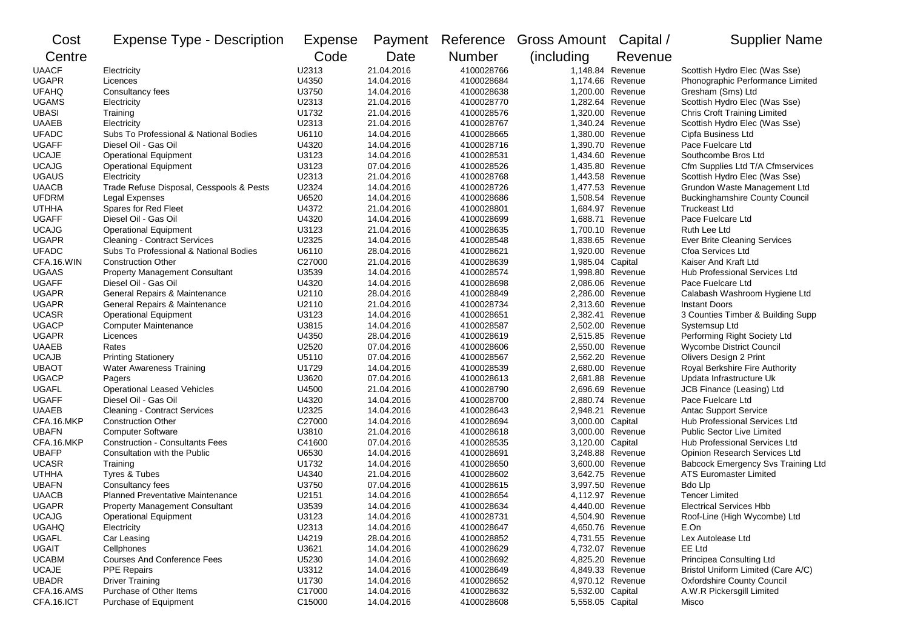| Cost Centre | Expense Type - Description | Expense Code | Payment Date | Reference Number | Gross Amount (including | Capital / Revenue | Supplier Name |
|---|---|---|---|---|---|---|---|
| UAACF | Electricity | U2313 | 21.04.2016 | 4100028766 | 1,148.84 | Revenue | Scottish Hydro Elec (Was Sse) |
| UGAPR | Licences | U4350 | 14.04.2016 | 4100028684 | 1,174.66 | Revenue | Phonographic Performance Limited |
| UFAHQ | Consultancy fees | U3750 | 14.04.2016 | 4100028638 | 1,200.00 | Revenue | Gresham (Sms) Ltd |
| UGAMS | Electricity | U2313 | 21.04.2016 | 4100028770 | 1,282.64 | Revenue | Scottish Hydro Elec (Was Sse) |
| UBASI | Training | U1732 | 21.04.2016 | 4100028576 | 1,320.00 | Revenue | Chris Croft Training Limited |
| UAAEB | Electricity | U2313 | 21.04.2016 | 4100028767 | 1,340.24 | Revenue | Scottish Hydro Elec (Was Sse) |
| UFADC | Subs To Professional & National Bodies | U6110 | 14.04.2016 | 4100028665 | 1,380.00 | Revenue | Cipfa Business Ltd |
| UGAFF | Diesel Oil - Gas Oil | U4320 | 14.04.2016 | 4100028716 | 1,390.70 | Revenue | Pace Fuelcare Ltd |
| UCAJE | Operational Equipment | U3123 | 14.04.2016 | 4100028531 | 1,434.60 | Revenue | Southcombe Bros Ltd |
| UCAJG | Operational Equipment | U3123 | 07.04.2016 | 4100028526 | 1,435.80 | Revenue | Cfm Supplies Ltd T/A Cfmservices |
| UGAUS | Electricity | U2313 | 21.04.2016 | 4100028768 | 1,443.58 | Revenue | Scottish Hydro Elec (Was Sse) |
| UAACB | Trade Refuse Disposal, Cesspools & Pests | U2324 | 14.04.2016 | 4100028726 | 1,477.53 | Revenue | Grundon Waste Management Ltd |
| UFDRM | Legal Expenses | U6520 | 14.04.2016 | 4100028686 | 1,508.54 | Revenue | Buckinghamshire County Council |
| UTHHA | Spares for Red Fleet | U4372 | 21.04.2016 | 4100028801 | 1,684.97 | Revenue | Truckeast Ltd |
| UGAFF | Diesel Oil - Gas Oil | U4320 | 14.04.2016 | 4100028699 | 1,688.71 | Revenue | Pace Fuelcare Ltd |
| UCAJG | Operational Equipment | U3123 | 21.04.2016 | 4100028635 | 1,700.10 | Revenue | Ruth Lee Ltd |
| UGAPR | Cleaning - Contract Services | U2325 | 14.04.2016 | 4100028548 | 1,838.65 | Revenue | Ever Brite Cleaning Services |
| UFADC | Subs To Professional & National Bodies | U6110 | 28.04.2016 | 4100028621 | 1,920.00 | Revenue | Cfoa Services Ltd |
| CFA.16.WIN | Construction Other | C27000 | 21.04.2016 | 4100028639 | 1,985.04 | Capital | Kaiser And Kraft Ltd |
| UGAAS | Property Management Consultant | U3539 | 14.04.2016 | 4100028574 | 1,998.80 | Revenue | Hub Professional Services Ltd |
| UGAFF | Diesel Oil - Gas Oil | U4320 | 14.04.2016 | 4100028698 | 2,086.06 | Revenue | Pace Fuelcare Ltd |
| UGAPR | General Repairs & Maintenance | U2110 | 28.04.2016 | 4100028849 | 2,286.00 | Revenue | Calabash Washroom Hygiene Ltd |
| UGAPR | General Repairs & Maintenance | U2110 | 21.04.2016 | 4100028734 | 2,313.60 | Revenue | Instant Doors |
| UCASR | Operational Equipment | U3123 | 14.04.2016 | 4100028651 | 2,382.41 | Revenue | 3 Counties Timber & Building Supp |
| UGACP | Computer Maintenance | U3815 | 14.04.2016 | 4100028587 | 2,502.00 | Revenue | Systemsup Ltd |
| UGAPR | Licences | U4350 | 28.04.2016 | 4100028619 | 2,515.85 | Revenue | Performing Right Society Ltd |
| UAAEB | Rates | U2520 | 07.04.2016 | 4100028606 | 2,550.00 | Revenue | Wycombe District Council |
| UCAJB | Printing Stationery | U5110 | 07.04.2016 | 4100028567 | 2,562.20 | Revenue | Olivers Design 2 Print |
| UBAOT | Water Awareness Training | U1729 | 14.04.2016 | 4100028539 | 2,680.00 | Revenue | Royal Berkshire Fire Authority |
| UGACP | Pagers | U3620 | 07.04.2016 | 4100028613 | 2,681.88 | Revenue | Updata Infrastructure Uk |
| UGAFL | Operational Leased Vehicles | U4500 | 21.04.2016 | 4100028790 | 2,696.69 | Revenue | JCB Finance (Leasing) Ltd |
| UGAFF | Diesel Oil - Gas Oil | U4320 | 14.04.2016 | 4100028700 | 2,880.74 | Revenue | Pace Fuelcare Ltd |
| UAAEB | Cleaning - Contract Services | U2325 | 14.04.2016 | 4100028643 | 2,948.21 | Revenue | Antac Support Service |
| CFA.16.MKP | Construction Other | C27000 | 14.04.2016 | 4100028694 | 3,000.00 | Capital | Hub Professional Services Ltd |
| UBAFN | Computer Software | U3810 | 21.04.2016 | 4100028618 | 3,000.00 | Revenue | Public Sector Live Limited |
| CFA.16.MKP | Construction - Consultants Fees | C41600 | 07.04.2016 | 4100028535 | 3,120.00 | Capital | Hub Professional Services Ltd |
| UBAFP | Consultation with the Public | U6530 | 14.04.2016 | 4100028691 | 3,248.88 | Revenue | Opinion Research Services Ltd |
| UCASR | Training | U1732 | 14.04.2016 | 4100028650 | 3,600.00 | Revenue | Babcock Emergency Svs Training Ltd |
| UTHHA | Tyres & Tubes | U4340 | 21.04.2016 | 4100028602 | 3,642.75 | Revenue | ATS Euromaster Limited |
| UBAFN | Consultancy fees | U3750 | 07.04.2016 | 4100028615 | 3,997.50 | Revenue | Bdo Llp |
| UAACB | Planned Preventative Maintenance | U2151 | 14.04.2016 | 4100028654 | 4,112.97 | Revenue | Tencer Limited |
| UGAPR | Property Management Consultant | U3539 | 14.04.2016 | 4100028634 | 4,440.00 | Revenue | Electrical Services Hbb |
| UCAJG | Operational Equipment | U3123 | 14.04.2016 | 4100028731 | 4,504.90 | Revenue | Roof-Line (High Wycombe) Ltd |
| UGAHQ | Electricity | U2313 | 14.04.2016 | 4100028647 | 4,650.76 | Revenue | E.On |
| UGAFL | Car Leasing | U4219 | 28.04.2016 | 4100028852 | 4,731.55 | Revenue | Lex Autolease Ltd |
| UGAIT | Cellphones | U3621 | 14.04.2016 | 4100028629 | 4,732.07 | Revenue | EE Ltd |
| UCABM | Courses And Conference Fees | U5230 | 14.04.2016 | 4100028692 | 4,825.20 | Revenue | Principea Consulting Ltd |
| UCAJE | PPE Repairs | U3312 | 14.04.2016 | 4100028649 | 4,849.33 | Revenue | Bristol Uniform Limited (Care A/C) |
| UBADR | Driver Training | U1730 | 14.04.2016 | 4100028652 | 4,970.12 | Revenue | Oxfordshire County Council |
| CFA.16.AMS | Purchase of Other Items | C17000 | 14.04.2016 | 4100028632 | 5,532.00 | Capital | A.W.R Pickersgill Limited |
| CFA.16.ICT | Purchase of Equipment | C15000 | 14.04.2016 | 4100028608 | 5,558.05 | Capital | Misco |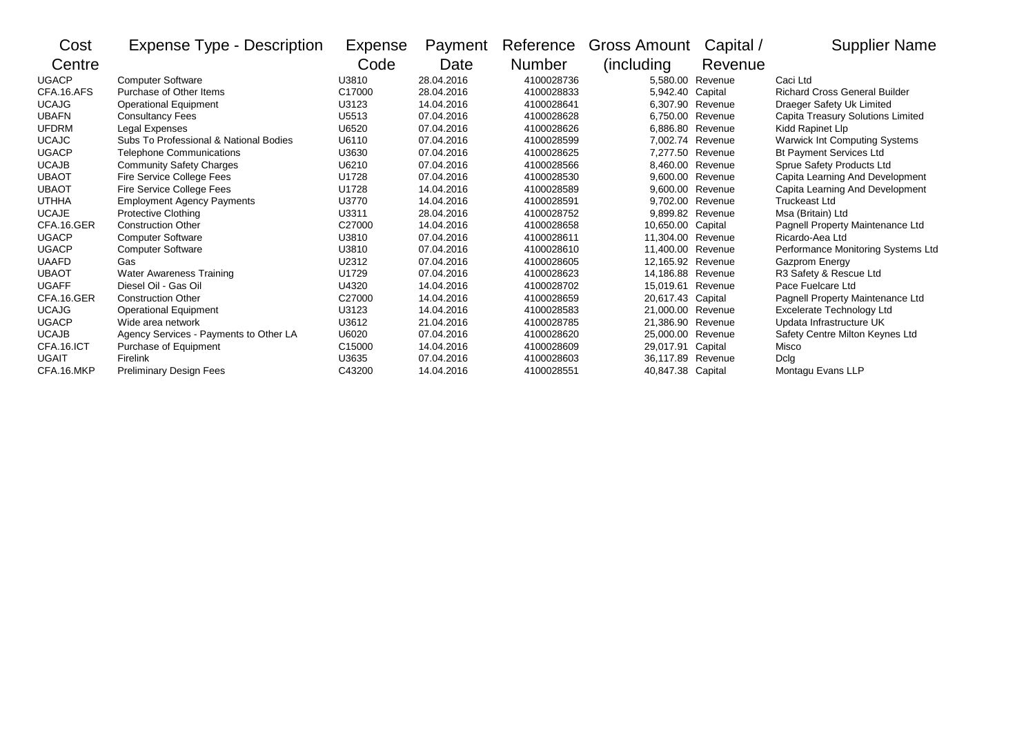| Cost Centre | Expense Type - Description | Expense Code | Payment Date | Reference Number | Gross Amount (including | Capital / Revenue | Supplier Name |
|---|---|---|---|---|---|---|---|
| UGACP | Computer Software | U3810 | 28.04.2016 | 4100028736 | 5,580.00 | Revenue | Caci Ltd |
| CFA.16.AFS | Purchase of Other Items | C17000 | 28.04.2016 | 4100028833 | 5,942.40 | Capital | Richard Cross General Builder |
| UCAJG | Operational Equipment | U3123 | 14.04.2016 | 4100028641 | 6,307.90 | Revenue | Draeger Safety Uk Limited |
| UBAFN | Consultancy Fees | U5513 | 07.04.2016 | 4100028628 | 6,750.00 | Revenue | Capita Treasury Solutions Limited |
| UFDRM | Legal Expenses | U6520 | 07.04.2016 | 4100028626 | 6,886.80 | Revenue | Kidd Rapinet Llp |
| UCAJC | Subs To Professional & National Bodies | U6110 | 07.04.2016 | 4100028599 | 7,002.74 | Revenue | Warwick Int Computing Systems |
| UGACP | Telephone Communications | U3630 | 07.04.2016 | 4100028625 | 7,277.50 | Revenue | Bt Payment Services Ltd |
| UCAJB | Community Safety Charges | U6210 | 07.04.2016 | 4100028566 | 8,460.00 | Revenue | Sprue Safety Products Ltd |
| UBAOT | Fire Service College Fees | U1728 | 07.04.2016 | 4100028530 | 9,600.00 | Revenue | Capita Learning And Development |
| UBAOT | Fire Service College Fees | U1728 | 14.04.2016 | 4100028589 | 9,600.00 | Revenue | Capita Learning And Development |
| UTHHA | Employment Agency Payments | U3770 | 14.04.2016 | 4100028591 | 9,702.00 | Revenue | Truckeast Ltd |
| UCAJE | Protective Clothing | U3311 | 28.04.2016 | 4100028752 | 9,899.82 | Revenue | Msa (Britain) Ltd |
| CFA.16.GER | Construction Other | C27000 | 14.04.2016 | 4100028658 | 10,650.00 | Capital | Pagnell Property Maintenance Ltd |
| UGACP | Computer Software | U3810 | 07.04.2016 | 4100028611 | 11,304.00 | Revenue | Ricardo-Aea Ltd |
| UGACP | Computer Software | U3810 | 07.04.2016 | 4100028610 | 11,400.00 | Revenue | Performance Monitoring Systems Ltd |
| UAAFD | Gas | U2312 | 07.04.2016 | 4100028605 | 12,165.92 | Revenue | Gazprom Energy |
| UBAOT | Water Awareness Training | U1729 | 07.04.2016 | 4100028623 | 14,186.88 | Revenue | R3 Safety & Rescue Ltd |
| UGAFF | Diesel Oil - Gas Oil | U4320 | 14.04.2016 | 4100028702 | 15,019.61 | Revenue | Pace Fuelcare Ltd |
| CFA.16.GER | Construction Other | C27000 | 14.04.2016 | 4100028659 | 20,617.43 | Capital | Pagnell Property Maintenance Ltd |
| UCAJG | Operational Equipment | U3123 | 14.04.2016 | 4100028583 | 21,000.00 | Revenue | Excelerate Technology Ltd |
| UGACP | Wide area network | U3612 | 21.04.2016 | 4100028785 | 21,386.90 | Revenue | Updata Infrastructure UK |
| UCAJB | Agency Services - Payments to Other LA | U6020 | 07.04.2016 | 4100028620 | 25,000.00 | Revenue | Safety Centre Milton Keynes Ltd |
| CFA.16.ICT | Purchase of Equipment | C15000 | 14.04.2016 | 4100028609 | 29,017.91 | Capital | Misco |
| UGAIT | Firelink | U3635 | 07.04.2016 | 4100028603 | 36,117.89 | Revenue | Dclg |
| CFA.16.MKP | Preliminary Design Fees | C43200 | 14.04.2016 | 4100028551 | 40,847.38 | Capital | Montagu Evans LLP |